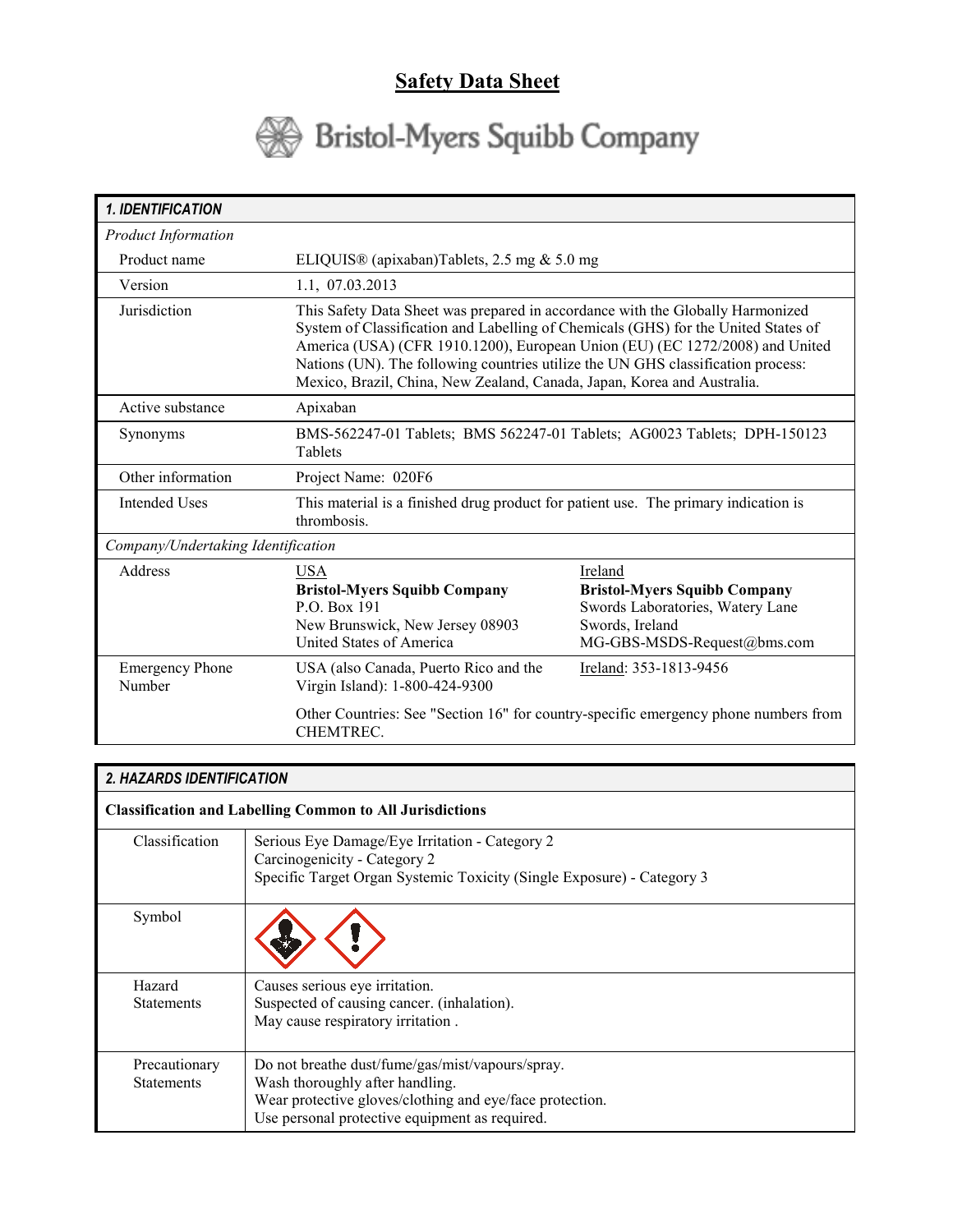# Safety Data Sheet

Bristol-Myers Squibb Company

| 1. IDENTIFICATION | | |
|---|---|---|
| *Product Information* | | |
| Product name | ELIQUIS® (apixaban)Tablets, 2.5 mg & 5.0 mg | |
| Version | 1.1, 07.03.2013 | |
| Jurisdiction | This Safety Data Sheet was prepared in accordance with the Globally Harmonized System of Classification and Labelling of Chemicals (GHS) for the United States of America (USA) (CFR 1910.1200), European Union (EU) (EC 1272/2008) and United Nations (UN). The following countries utilize the UN GHS classification process: Mexico, Brazil, China, New Zealand, Canada, Japan, Korea and Australia. | |
| Active substance | Apixaban | |
| Synonyms | BMS-562247-01 Tablets; BMS 562247-01 Tablets; AG0023 Tablets; DPH-150123 Tablets | |
| Other information | Project Name: 020F6 | |
| Intended Uses | This material is a finished drug product for patient use. The primary indication is thrombosis. | |
| *Company/Undertaking Identification* | | |
| Address | USA<br>**Bristol-Myers Squibb Company**<br>P.O. Box 191<br>New Brunswick, New Jersey 08903<br>United States of America | Ireland<br>**Bristol-Myers Squibb Company**<br>Swords Laboratories, Watery Lane<br>Swords, Ireland<br>MG-GBS-MSDS-Request@bms.com |
| Emergency Phone Number | USA (also Canada, Puerto Rico and the Virgin Island): 1-800-424-9300<br><br>Other Countries: See "Section 16" for country-specific emergency phone numbers from CHEMTREC. | Ireland: 353-1813-9456 |

| 2. HAZARDS IDENTIFICATION | |
|---|---|
| **Classification and Labelling Common to All Jurisdictions** | |
| Classification | Serious Eye Damage/Eye Irritation - Category 2<br>Carcinogenicity - Category 2<br>Specific Target Organ Systemic Toxicity (Single Exposure) - Category 3 |
| Symbol | |
| Hazard Statements | Causes serious eye irritation.<br>Suspected of causing cancer. (inhalation).<br>May cause respiratory irritation . |
| Precautionary Statements | Do not breathe dust/fume/gas/mist/vapours/spray.<br>Wash thoroughly after handling.<br>Wear protective gloves/clothing and eye/face protection.<br>Use personal protective equipment as required. |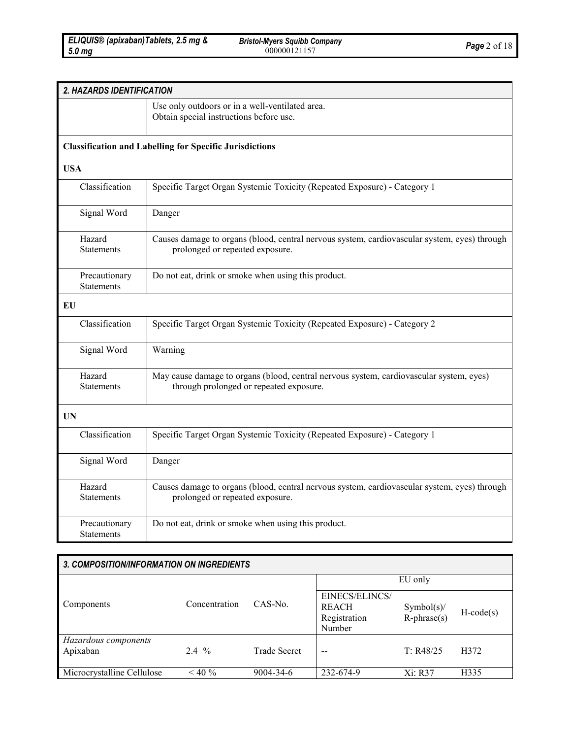## 2. HAZARDS IDENTIFICATION

| | |
|---|---|
| | Use only outdoors or in a well-ventilated area.<br>Obtain special instructions before use. |

**Classification and Labelling for Specific Jurisdictions**

**USA**

| | |
|---|---|
| Classification | Specific Target Organ Systemic Toxicity (Repeated Exposure) - Category 1 |
| Signal Word | Danger |
| Hazard Statements | Causes damage to organs (blood, central nervous system, cardiovascular system, eyes) through prolonged or repeated exposure. |
| Precautionary Statements | Do not eat, drink or smoke when using this product. |

**EU**

| | |
|---|---|
| Classification | Specific Target Organ Systemic Toxicity (Repeated Exposure) - Category 2 |
| Signal Word | Warning |
| Hazard Statements | May cause damage to organs (blood, central nervous system, cardiovascular system, eyes) through prolonged or repeated exposure. |

**UN**

| | |
|---|---|
| Classification | Specific Target Organ Systemic Toxicity (Repeated Exposure) - Category 1 |
| Signal Word | Danger |
| Hazard Statements | Causes damage to organs (blood, central nervous system, cardiovascular system, eyes) through prolonged or repeated exposure. |
| Precautionary Statements | Do not eat, drink or smoke when using this product. |

## 3. COMPOSITION/INFORMATION ON INGREDIENTS

| | | | EU only | | |
|---|---|---|---|---|---|
| Components | Concentration | CAS-No. | EINECS/ELINCS/ REACH Registration Number | Symbol(s)/ R-phrase(s) | H-code(s) |
| *Hazardous components* Apixaban | 2.4 % | Trade Secret | -- | T: R48/25 | H372 |
| Microcrystalline Cellulose | < 40 % | 9004-34-6 | 232-674-9 | Xi: R37 | H335 |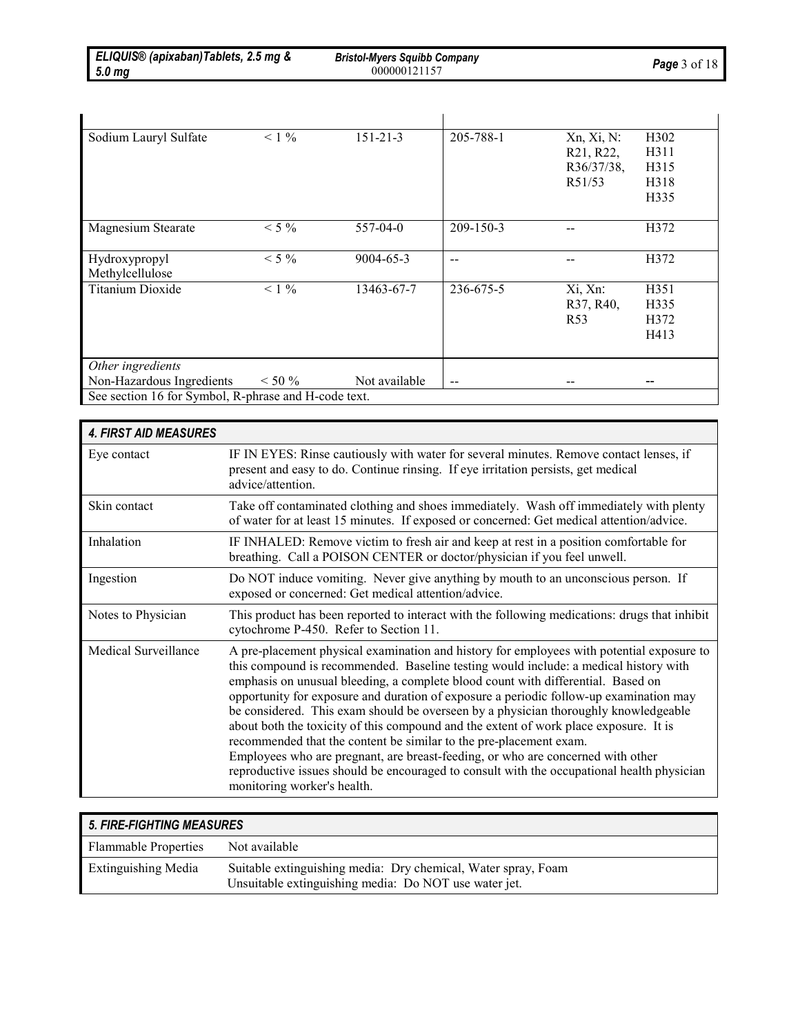| | | | | | |
|---|---|---|---|---|---|
| Sodium Lauryl Sulfate | < 1 % | 151-21-3 | 205-788-1 | Xn, Xi, N: R21, R22, R36/37/38, R51/53 | H302 H311 H315 H318 H335 |
| Magnesium Stearate | < 5 % | 557-04-0 | 209-150-3 | -- | H372 |
| Hydroxypropyl Methylcellulose | < 5 % | 9004-65-3 | -- | -- | H372 |
| Titanium Dioxide | < 1 % | 13463-67-7 | 236-675-5 | Xi, Xn: R37, R40, R53 | H351 H335 H372 H413 |
| *Other ingredients* Non-Hazardous Ingredients | < 50 % | Not available | -- | -- | -- |
| See section 16 for Symbol, R-phrase and H-code text. | | | | | |

## 4. FIRST AID MEASURES

| | |
|---|---|
| Eye contact | IF IN EYES: Rinse cautiously with water for several minutes. Remove contact lenses, if present and easy to do. Continue rinsing. If eye irritation persists, get medical advice/attention. |
| Skin contact | Take off contaminated clothing and shoes immediately. Wash off immediately with plenty of water for at least 15 minutes. If exposed or concerned: Get medical attention/advice. |
| Inhalation | IF INHALED: Remove victim to fresh air and keep at rest in a position comfortable for breathing. Call a POISON CENTER or doctor/physician if you feel unwell. |
| Ingestion | Do NOT induce vomiting. Never give anything by mouth to an unconscious person. If exposed or concerned: Get medical attention/advice. |
| Notes to Physician | This product has been reported to interact with the following medications: drugs that inhibit cytochrome P-450. Refer to Section 11. |
| Medical Surveillance | A pre-placement physical examination and history for employees with potential exposure to this compound is recommended. Baseline testing would include: a medical history with emphasis on unusual bleeding, a complete blood count with differential. Based on opportunity for exposure and duration of exposure a periodic follow-up examination may be considered. This exam should be overseen by a physician thoroughly knowledgeable about both the toxicity of this compound and the extent of work place exposure. It is recommended that the content be similar to the pre-placement exam. Employees who are pregnant, are breast-feeding, or who are concerned with other reproductive issues should be encouraged to consult with the occupational health physician monitoring worker's health. |

## 5. FIRE-FIGHTING MEASURES

| | |
|---|---|
| Flammable Properties | Not available |
| Extinguishing Media | Suitable extinguishing media: Dry chemical, Water spray, Foam<br>Unsuitable extinguishing media: Do NOT use water jet. |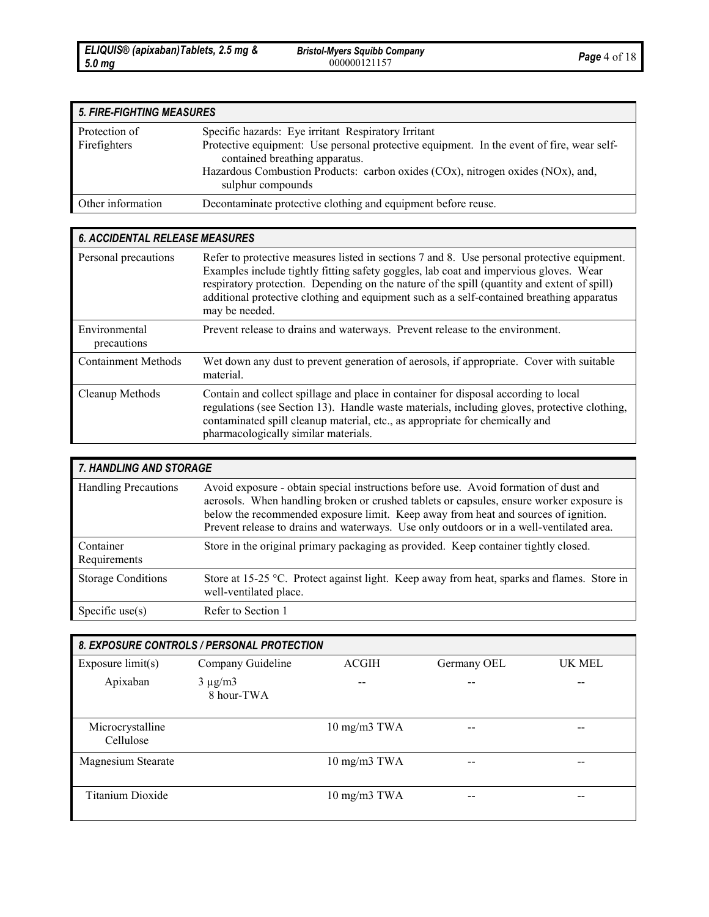## 5. FIRE-FIGHTING MEASURES

| | |
|---|---|
| Protection of Firefighters | Specific hazards: Eye irritant Respiratory Irritant<br>Protective equipment: Use personal protective equipment. In the event of fire, wear self-contained breathing apparatus.<br>Hazardous Combustion Products: carbon oxides (COx), nitrogen oxides (NOx), and, sulphur compounds |
| Other information | Decontaminate protective clothing and equipment before reuse. |

## 6. ACCIDENTAL RELEASE MEASURES

| | |
|---|---|
| Personal precautions | Refer to protective measures listed in sections 7 and 8. Use personal protective equipment. Examples include tightly fitting safety goggles, lab coat and impervious gloves. Wear respiratory protection. Depending on the nature of the spill (quantity and extent of spill) additional protective clothing and equipment such as a self-contained breathing apparatus may be needed. |
| Environmental precautions | Prevent release to drains and waterways. Prevent release to the environment. |
| Containment Methods | Wet down any dust to prevent generation of aerosols, if appropriate. Cover with suitable material. |
| Cleanup Methods | Contain and collect spillage and place in container for disposal according to local regulations (see Section 13). Handle waste materials, including gloves, protective clothing, contaminated spill cleanup material, etc., as appropriate for chemically and pharmacologically similar materials. |

## 7. HANDLING AND STORAGE

| | |
|---|---|
| Handling Precautions | Avoid exposure - obtain special instructions before use. Avoid formation of dust and aerosols. When handling broken or crushed tablets or capsules, ensure worker exposure is below the recommended exposure limit. Keep away from heat and sources of ignition. Prevent release to drains and waterways. Use only outdoors or in a well-ventilated area. |
| Container Requirements | Store in the original primary packaging as provided. Keep container tightly closed. |
| Storage Conditions | Store at 15-25 °C. Protect against light. Keep away from heat, sparks and flames. Store in well-ventilated place. |
| Specific use(s) | Refer to Section 1 |

## 8. EXPOSURE CONTROLS / PERSONAL PROTECTION

| Exposure limit(s) | Company Guideline | ACGIH | Germany OEL | UK MEL |
|---|---|---|---|---|
| Apixaban | 3 µg/m3 8 hour-TWA | -- | -- | -- |
| Microcrystalline Cellulose | | 10 mg/m3 TWA | -- | -- |
| Magnesium Stearate | | 10 mg/m3 TWA | -- | -- |
| Titanium Dioxide | | 10 mg/m3 TWA | -- | -- |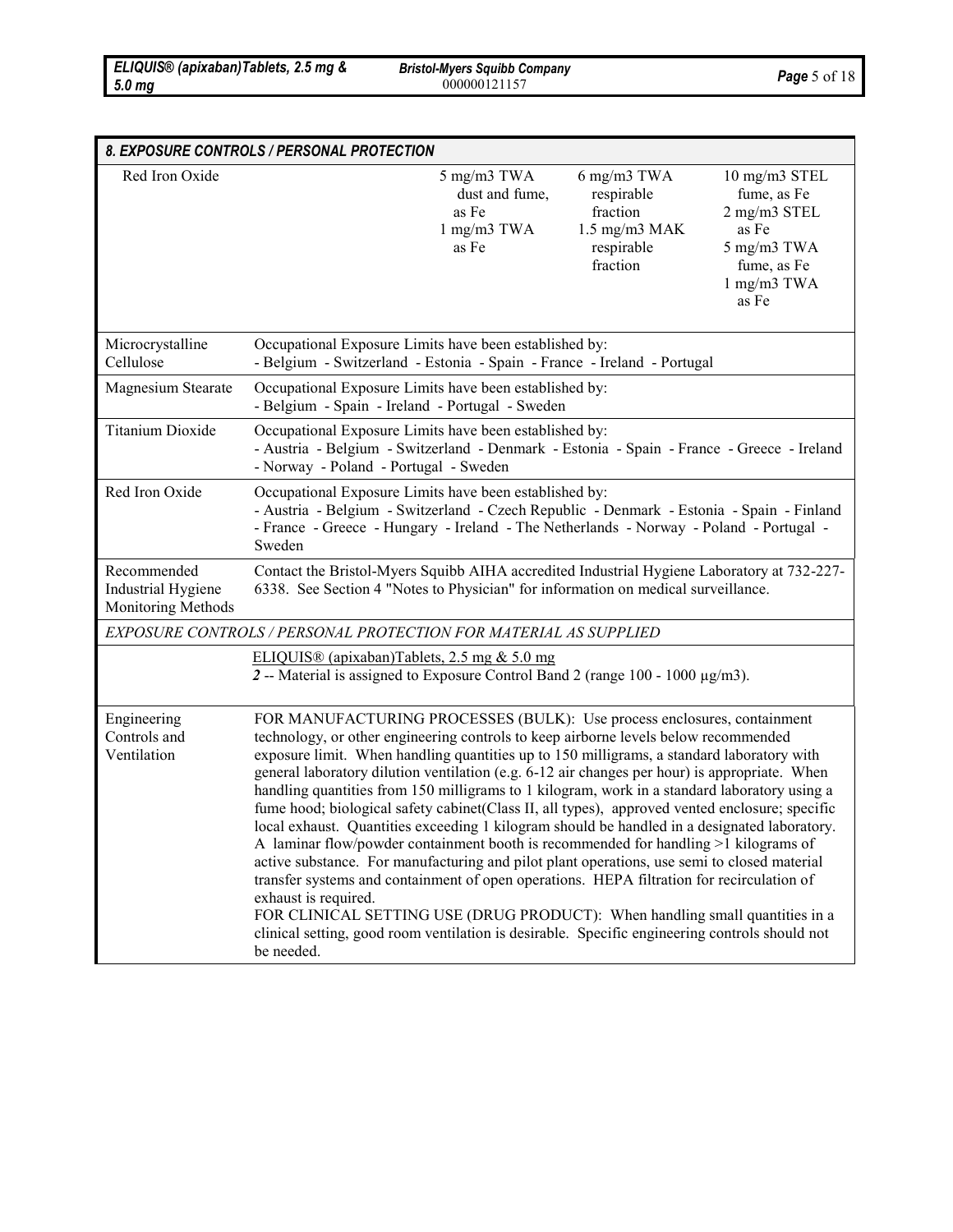## 8. EXPOSURE CONTROLS / PERSONAL PROTECTION

| | | | |
|---|---|---|---|
| Red Iron Oxide | 5 mg/m3 TWA dust and fume, as Fe<br>1 mg/m3 TWA as Fe | 6 mg/m3 TWA respirable fraction<br>1.5 mg/m3 MAK respirable fraction | 10 mg/m3 STEL fume, as Fe<br>2 mg/m3 STEL as Fe<br>5 mg/m3 TWA fume, as Fe<br>1 mg/m3 TWA as Fe |

| | |
|---|---|
| Microcrystalline Cellulose | Occupational Exposure Limits have been established by:<br>- Belgium - Switzerland - Estonia - Spain - France - Ireland - Portugal |
| Magnesium Stearate | Occupational Exposure Limits have been established by:<br>- Belgium - Spain - Ireland - Portugal - Sweden |
| Titanium Dioxide | Occupational Exposure Limits have been established by:<br>- Austria - Belgium - Switzerland - Denmark - Estonia - Spain - France - Greece - Ireland - Norway - Poland - Portugal - Sweden |
| Red Iron Oxide | Occupational Exposure Limits have been established by:<br>- Austria - Belgium - Switzerland - Czech Republic - Denmark - Estonia - Spain - Finland - France - Greece - Hungary - Ireland - The Netherlands - Norway - Poland - Portugal - Sweden |
| Recommended Industrial Hygiene Monitoring Methods | Contact the Bristol-Myers Squibb AIHA accredited Industrial Hygiene Laboratory at 732-227-6338. See Section 4 "Notes to Physician" for information on medical surveillance. |

*EXPOSURE CONTROLS / PERSONAL PROTECTION FOR MATERIAL AS SUPPLIED*

ELIQUIS® (apixaban)Tablets, 2.5 mg & 5.0 mg

***2*** -- Material is assigned to Exposure Control Band 2 (range 100 - 1000 µg/m3).

| | |
|---|---|
| Engineering Controls and Ventilation | FOR MANUFACTURING PROCESSES (BULK): Use process enclosures, containment technology, or other engineering controls to keep airborne levels below recommended exposure limit. When handling quantities up to 150 milligrams, a standard laboratory with general laboratory dilution ventilation (e.g. 6-12 air changes per hour) is appropriate. When handling quantities from 150 milligrams to 1 kilogram, work in a standard laboratory using a fume hood; biological safety cabinet(Class II, all types), approved vented enclosure; specific local exhaust. Quantities exceeding 1 kilogram should be handled in a designated laboratory. A laminar flow/powder containment booth is recommended for handling >1 kilograms of active substance. For manufacturing and pilot plant operations, use semi to closed material transfer systems and containment of open operations. HEPA filtration for recirculation of exhaust is required.<br>FOR CLINICAL SETTING USE (DRUG PRODUCT): When handling small quantities in a clinical setting, good room ventilation is desirable. Specific engineering controls should not be needed. |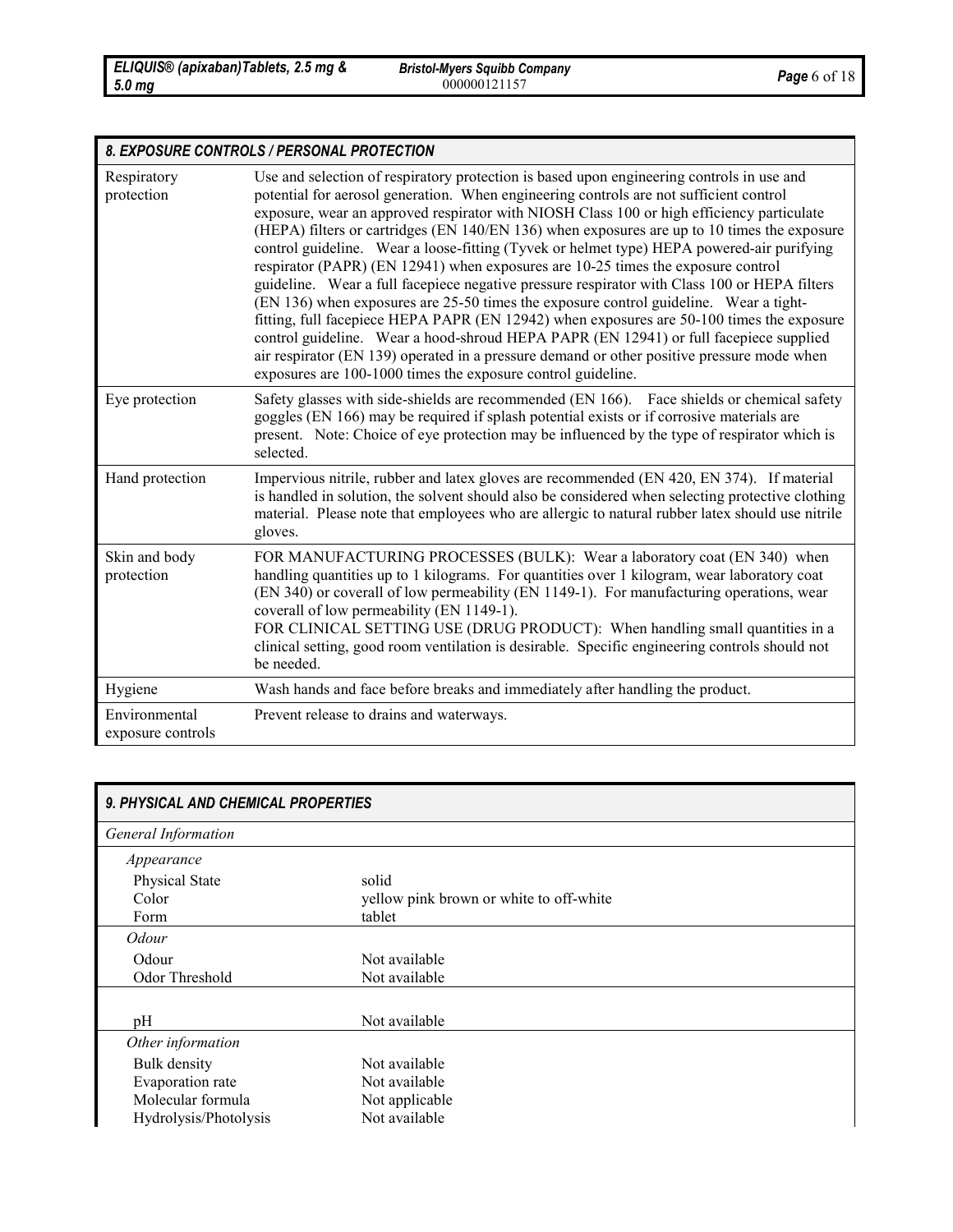## 8. EXPOSURE CONTROLS / PERSONAL PROTECTION

| | |
|---|---|
| Respiratory protection | Use and selection of respiratory protection is based upon engineering controls in use and potential for aerosol generation. When engineering controls are not sufficient control exposure, wear an approved respirator with NIOSH Class 100 or high efficiency particulate (HEPA) filters or cartridges (EN 140/EN 136) when exposures are up to 10 times the exposure control guideline. Wear a loose-fitting (Tyvek or helmet type) HEPA powered-air purifying respirator (PAPR) (EN 12941) when exposures are 10-25 times the exposure control guideline. Wear a full facepiece negative pressure respirator with Class 100 or HEPA filters (EN 136) when exposures are 25-50 times the exposure control guideline. Wear a tight-fitting, full facepiece HEPA PAPR (EN 12942) when exposures are 50-100 times the exposure control guideline. Wear a hood-shroud HEPA PAPR (EN 12941) or full facepiece supplied air respirator (EN 139) operated in a pressure demand or other positive pressure mode when exposures are 100-1000 times the exposure control guideline. |
| Eye protection | Safety glasses with side-shields are recommended (EN 166). Face shields or chemical safety goggles (EN 166) may be required if splash potential exists or if corrosive materials are present. Note: Choice of eye protection may be influenced by the type of respirator which is selected. |
| Hand protection | Impervious nitrile, rubber and latex gloves are recommended (EN 420, EN 374). If material is handled in solution, the solvent should also be considered when selecting protective clothing material. Please note that employees who are allergic to natural rubber latex should use nitrile gloves. |
| Skin and body protection | FOR MANUFACTURING PROCESSES (BULK): Wear a laboratory coat (EN 340) when handling quantities up to 1 kilograms. For quantities over 1 kilogram, wear laboratory coat (EN 340) or coverall of low permeability (EN 1149-1). For manufacturing operations, wear coverall of low permeability (EN 1149-1).<br>FOR CLINICAL SETTING USE (DRUG PRODUCT): When handling small quantities in a clinical setting, good room ventilation is desirable. Specific engineering controls should not be needed. |
| Hygiene | Wash hands and face before breaks and immediately after handling the product. |
| Environmental exposure controls | Prevent release to drains and waterways. |

## 9. PHYSICAL AND CHEMICAL PROPERTIES

*General Information*

| | |
|---|---|
| *Appearance* | |
| Physical State | solid |
| Color | yellow pink brown or white to off-white |
| Form | tablet |
| *Odour* | |
| Odour | Not available |
| Odor Threshold | Not available |
| pH | Not available |
| *Other information* | |
| Bulk density | Not available |
| Evaporation rate | Not available |
| Molecular formula | Not applicable |
| Hydrolysis/Photolysis | Not available |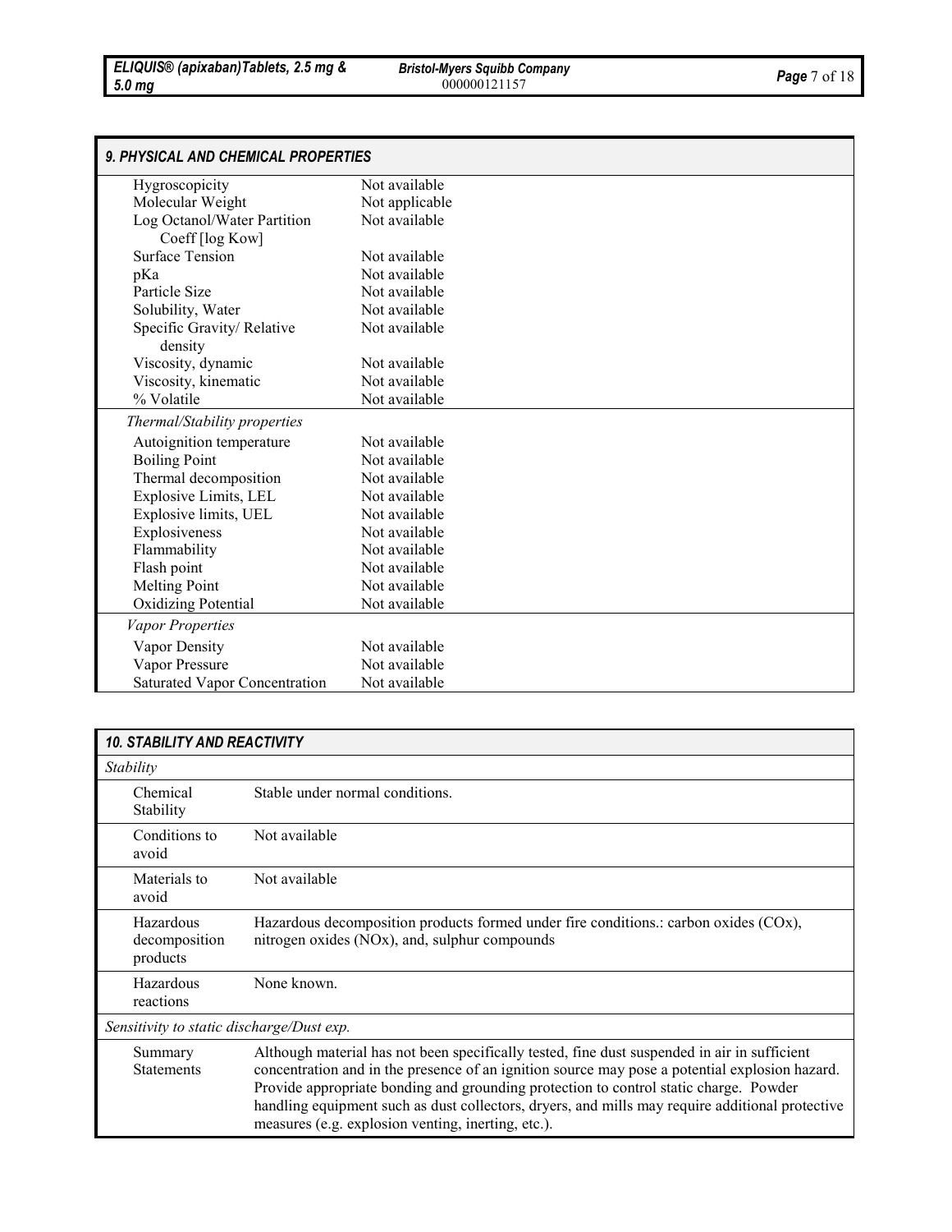## 9. PHYSICAL AND CHEMICAL PROPERTIES

| | |
|---|---|
| Hygroscopicity | Not available |
| Molecular Weight | Not applicable |
| Log Octanol/Water Partition Coeff [log Kow] | Not available |
| Surface Tension | Not available |
| pKa | Not available |
| Particle Size | Not available |
| Solubility, Water | Not available |
| Specific Gravity/ Relative density | Not available |
| Viscosity, dynamic | Not available |
| Viscosity, kinematic | Not available |
| % Volatile | Not available |
| *Thermal/Stability properties* | |
| Autoignition temperature | Not available |
| Boiling Point | Not available |
| Thermal decomposition | Not available |
| Explosive Limits, LEL | Not available |
| Explosive limits, UEL | Not available |
| Explosiveness | Not available |
| Flammability | Not available |
| Flash point | Not available |
| Melting Point | Not available |
| Oxidizing Potential | Not available |
| *Vapor Properties* | |
| Vapor Density | Not available |
| Vapor Pressure | Not available |
| Saturated Vapor Concentration | Not available |

## 10. STABILITY AND REACTIVITY

| | |
|---|---|
| *Stability* | |
| Chemical Stability | Stable under normal conditions. |
| Conditions to avoid | Not available |
| Materials to avoid | Not available |
| Hazardous decomposition products | Hazardous decomposition products formed under fire conditions.: carbon oxides (COx), nitrogen oxides (NOx), and, sulphur compounds |
| Hazardous reactions | None known. |
| *Sensitivity to static discharge/Dust exp.* | |
| Summary Statements | Although material has not been specifically tested, fine dust suspended in air in sufficient concentration and in the presence of an ignition source may pose a potential explosion hazard. Provide appropriate bonding and grounding protection to control static charge. Powder handling equipment such as dust collectors, dryers, and mills may require additional protective measures (e.g. explosion venting, inerting, etc.). |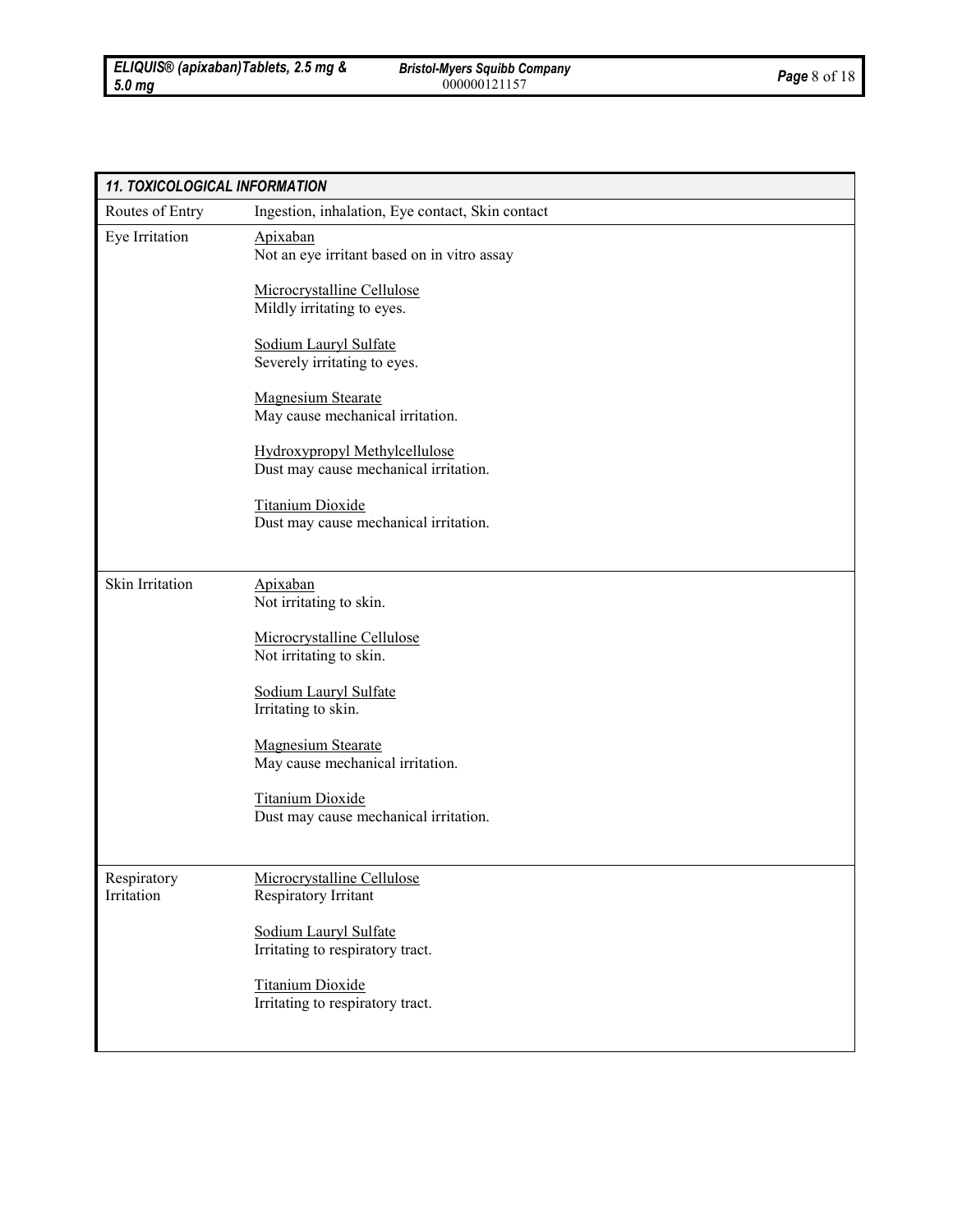| 11. TOXICOLOGICAL INFORMATION | |
|---|---|
| Routes of Entry | Ingestion, inhalation, Eye contact, Skin contact |
| Eye Irritation | Apixaban<br>Not an eye irritant based on in vitro assay<br><br>Microcrystalline Cellulose<br>Mildly irritating to eyes.<br><br>Sodium Lauryl Sulfate<br>Severely irritating to eyes.<br><br>Magnesium Stearate<br>May cause mechanical irritation.<br><br>Hydroxypropyl Methylcellulose<br>Dust may cause mechanical irritation.<br><br>Titanium Dioxide<br>Dust may cause mechanical irritation. |
| Skin Irritation | Apixaban<br>Not irritating to skin.<br><br>Microcrystalline Cellulose<br>Not irritating to skin.<br><br>Sodium Lauryl Sulfate<br>Irritating to skin.<br><br>Magnesium Stearate<br>May cause mechanical irritation.<br><br>Titanium Dioxide<br>Dust may cause mechanical irritation. |
| Respiratory Irritation | Microcrystalline Cellulose<br>Respiratory Irritant<br><br>Sodium Lauryl Sulfate<br>Irritating to respiratory tract.<br><br>Titanium Dioxide<br>Irritating to respiratory tract. |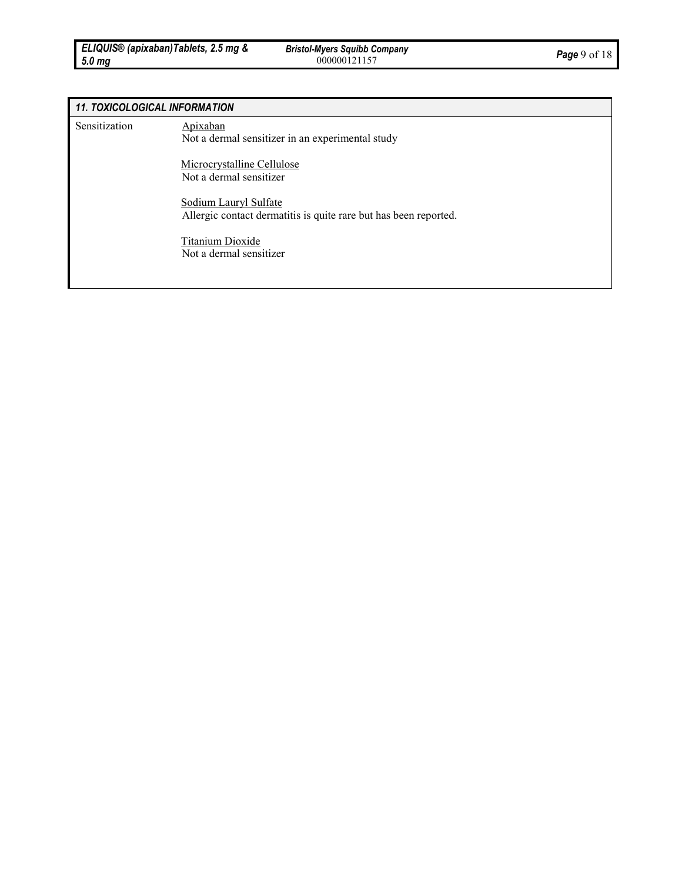## 11. TOXICOLOGICAL INFORMATION

| | |
|---|---|
| Sensitization | Apixaban<br>Not a dermal sensitizer in an experimental study<br><br>Microcrystalline Cellulose<br>Not a dermal sensitizer<br><br>Sodium Lauryl Sulfate<br>Allergic contact dermatitis is quite rare but has been reported.<br><br>Titanium Dioxide<br>Not a dermal sensitizer |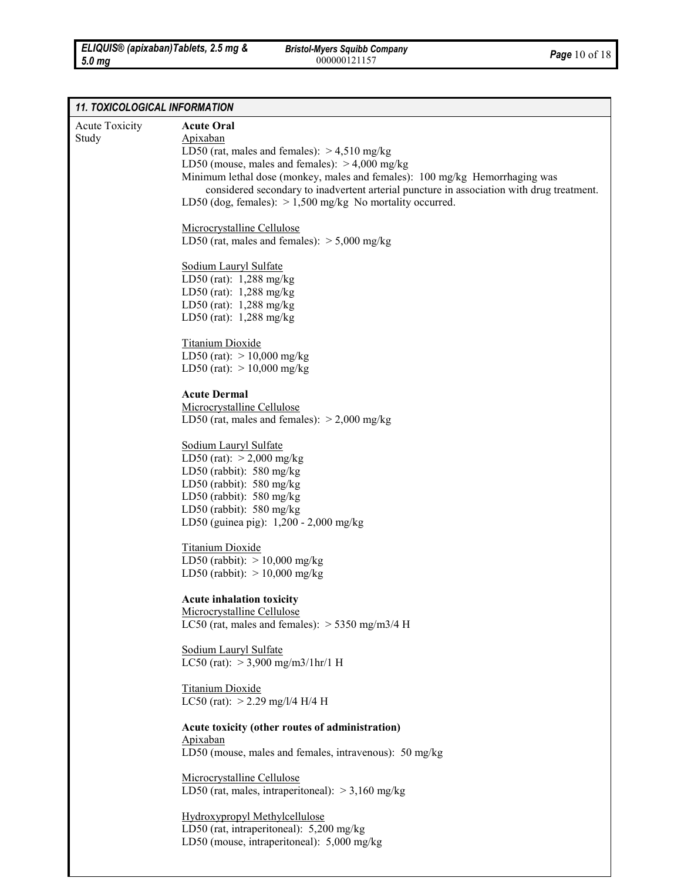## 11. TOXICOLOGICAL INFORMATION

**Acute Toxicity Study**

**Acute Oral**

Apixaban

LD50 (rat, males and females): > 4,510 mg/kg
LD50 (mouse, males and females): > 4,000 mg/kg
Minimum lethal dose (monkey, males and females): 100 mg/kg Hemorrhaging was considered secondary to inadvertent arterial puncture in association with drug treatment.
LD50 (dog, females): > 1,500 mg/kg No mortality occurred.

Microcrystalline Cellulose

LD50 (rat, males and females): > 5,000 mg/kg

Sodium Lauryl Sulfate

LD50 (rat): 1,288 mg/kg
LD50 (rat): 1,288 mg/kg
LD50 (rat): 1,288 mg/kg
LD50 (rat): 1,288 mg/kg

Titanium Dioxide

LD50 (rat): > 10,000 mg/kg
LD50 (rat): > 10,000 mg/kg

**Acute Dermal**

Microcrystalline Cellulose

LD50 (rat, males and females): > 2,000 mg/kg

Sodium Lauryl Sulfate

LD50 (rat): > 2,000 mg/kg
LD50 (rabbit): 580 mg/kg
LD50 (rabbit): 580 mg/kg
LD50 (rabbit): 580 mg/kg
LD50 (rabbit): 580 mg/kg
LD50 (guinea pig): 1,200 - 2,000 mg/kg

Titanium Dioxide

LD50 (rabbit): > 10,000 mg/kg
LD50 (rabbit): > 10,000 mg/kg

**Acute inhalation toxicity**

Microcrystalline Cellulose

LC50 (rat, males and females): > 5350 mg/m3/4 H

Sodium Lauryl Sulfate

LC50 (rat): > 3,900 mg/m3/1hr/1 H

Titanium Dioxide

LC50 (rat): > 2.29 mg/l/4 H/4 H

**Acute toxicity (other routes of administration)**

Apixaban

LD50 (mouse, males and females, intravenous): 50 mg/kg

Microcrystalline Cellulose

LD50 (rat, males, intraperitoneal): > 3,160 mg/kg

Hydroxypropyl Methylcellulose

LD50 (rat, intraperitoneal): 5,200 mg/kg
LD50 (mouse, intraperitoneal): 5,000 mg/kg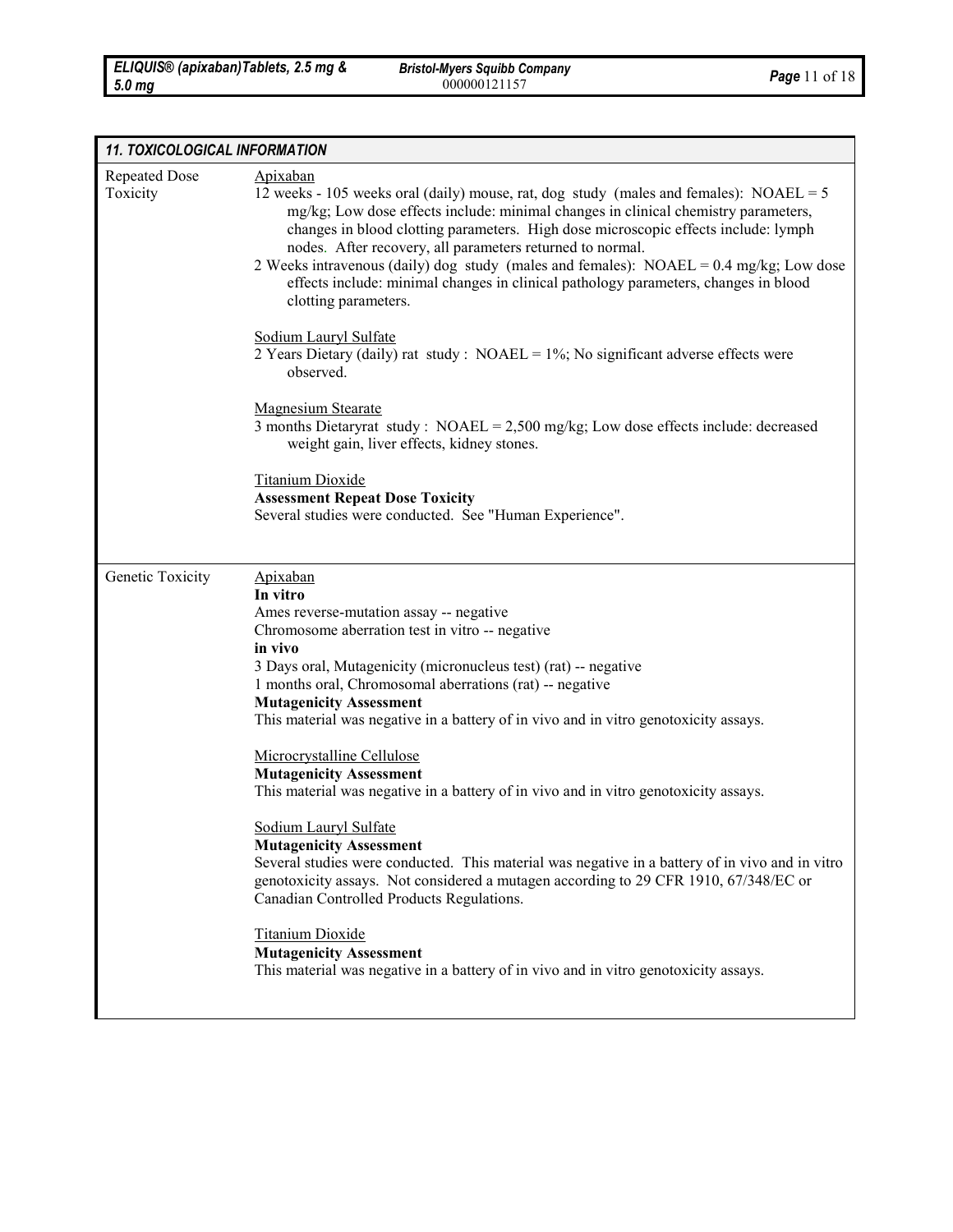## 11. TOXICOLOGICAL INFORMATION

| | |
|---|---|
| Repeated Dose Toxicity | Apixaban<br>12 weeks - 105 weeks oral (daily) mouse, rat, dog study (males and females): NOAEL = 5 mg/kg; Low dose effects include: minimal changes in clinical chemistry parameters, changes in blood clotting parameters. High dose microscopic effects include: lymph nodes. After recovery, all parameters returned to normal.<br>2 Weeks intravenous (daily) dog study (males and females): NOAEL = 0.4 mg/kg; Low dose effects include: minimal changes in clinical pathology parameters, changes in blood clotting parameters.<br><br>Sodium Lauryl Sulfate<br>2 Years Dietary (daily) rat study : NOAEL = 1%; No significant adverse effects were observed.<br><br>Magnesium Stearate<br>3 months Dietaryrat study : NOAEL = 2,500 mg/kg; Low dose effects include: decreased weight gain, liver effects, kidney stones.<br><br>Titanium Dioxide<br>**Assessment Repeat Dose Toxicity**<br>Several studies were conducted. See "Human Experience". |
| Genetic Toxicity | Apixaban<br>**In vitro**<br>Ames reverse-mutation assay -- negative<br>Chromosome aberration test in vitro -- negative<br>**in vivo**<br>3 Days oral, Mutagenicity (micronucleus test) (rat) -- negative<br>1 months oral, Chromosomal aberrations (rat) -- negative<br>**Mutagenicity Assessment**<br>This material was negative in a battery of in vivo and in vitro genotoxicity assays.<br><br>Microcrystalline Cellulose<br>**Mutagenicity Assessment**<br>This material was negative in a battery of in vivo and in vitro genotoxicity assays.<br><br>Sodium Lauryl Sulfate<br>**Mutagenicity Assessment**<br>Several studies were conducted. This material was negative in a battery of in vivo and in vitro genotoxicity assays. Not considered a mutagen according to 29 CFR 1910, 67/348/EC or Canadian Controlled Products Regulations.<br><br>Titanium Dioxide<br>**Mutagenicity Assessment**<br>This material was negative in a battery of in vivo and in vitro genotoxicity assays. |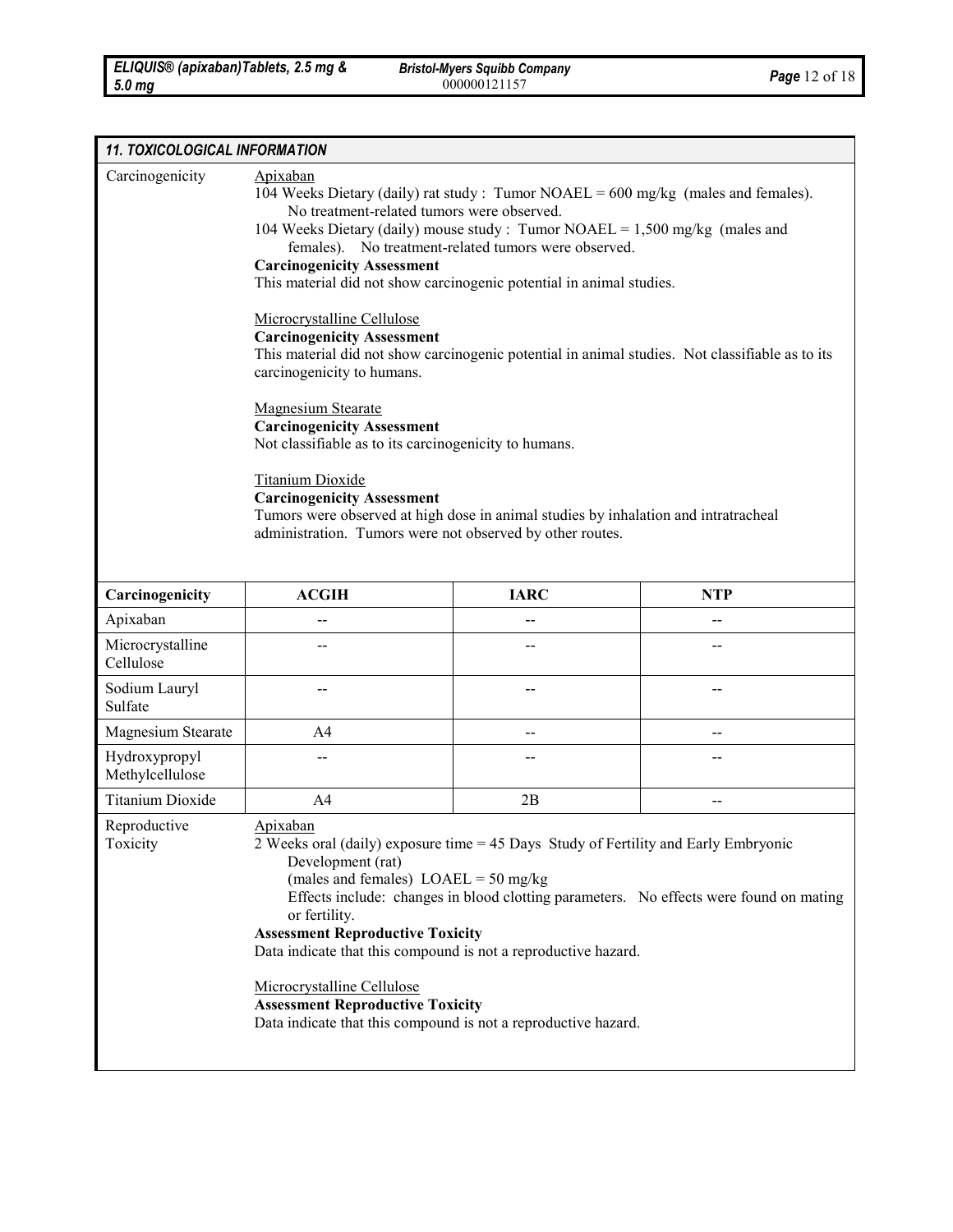## 11. TOXICOLOGICAL INFORMATION

**Carcinogenicity**

Apixaban

104 Weeks Dietary (daily) rat study : Tumor NOAEL = 600 mg/kg (males and females). No treatment-related tumors were observed.

104 Weeks Dietary (daily) mouse study : Tumor NOAEL = 1,500 mg/kg (males and females). No treatment-related tumors were observed.

**Carcinogenicity Assessment**

This material did not show carcinogenic potential in animal studies.

Microcrystalline Cellulose

**Carcinogenicity Assessment**

This material did not show carcinogenic potential in animal studies. Not classifiable as to its carcinogenicity to humans.

Magnesium Stearate

**Carcinogenicity Assessment**

Not classifiable as to its carcinogenicity to humans.

Titanium Dioxide

**Carcinogenicity Assessment**

Tumors were observed at high dose in animal studies by inhalation and intratracheal administration. Tumors were not observed by other routes.

| Carcinogenicity | ACGIH | IARC | NTP |
|---|---|---|---|
| Apixaban | -- | -- | -- |
| Microcrystalline Cellulose | -- | -- | -- |
| Sodium Lauryl Sulfate | -- | -- | -- |
| Magnesium Stearate | A4 | -- | -- |
| Hydroxypropyl Methylcellulose | -- | -- | -- |
| Titanium Dioxide | A4 | 2B | -- |

**Reproductive Toxicity**

Apixaban

2 Weeks oral (daily) exposure time = 45 Days Study of Fertility and Early Embryonic Development (rat)
(males and females) LOAEL = 50 mg/kg
Effects include: changes in blood clotting parameters. No effects were found on mating or fertility.

**Assessment Reproductive Toxicity**

Data indicate that this compound is not a reproductive hazard.

Microcrystalline Cellulose

**Assessment Reproductive Toxicity**

Data indicate that this compound is not a reproductive hazard.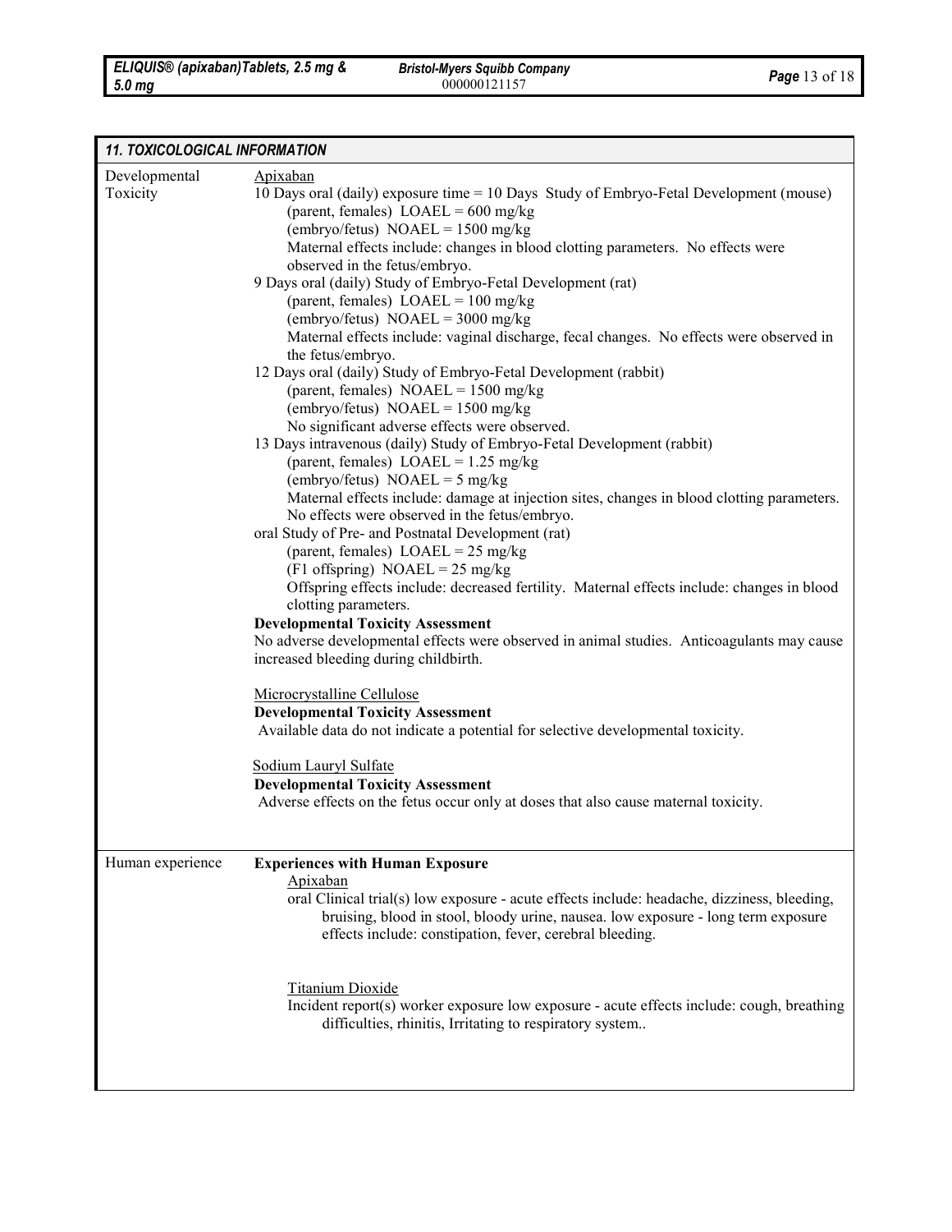## 11. TOXICOLOGICAL INFORMATION

| | |
|---|---|
| Developmental Toxicity | Apixaban<br>10 Days oral (daily) exposure time = 10 Days Study of Embryo-Fetal Development (mouse)<br>(parent, females) LOAEL = 600 mg/kg<br>(embryo/fetus) NOAEL = 1500 mg/kg<br>Maternal effects include: changes in blood clotting parameters. No effects were observed in the fetus/embryo.<br>9 Days oral (daily) Study of Embryo-Fetal Development (rat)<br>(parent, females) LOAEL = 100 mg/kg<br>(embryo/fetus) NOAEL = 3000 mg/kg<br>Maternal effects include: vaginal discharge, fecal changes. No effects were observed in the fetus/embryo.<br>12 Days oral (daily) Study of Embryo-Fetal Development (rabbit)<br>(parent, females) NOAEL = 1500 mg/kg<br>(embryo/fetus) NOAEL = 1500 mg/kg<br>No significant adverse effects were observed.<br>13 Days intravenous (daily) Study of Embryo-Fetal Development (rabbit)<br>(parent, females) LOAEL = 1.25 mg/kg<br>(embryo/fetus) NOAEL = 5 mg/kg<br>Maternal effects include: damage at injection sites, changes in blood clotting parameters. No effects were observed in the fetus/embryo.<br>oral Study of Pre- and Postnatal Development (rat)<br>(parent, females) LOAEL = 25 mg/kg<br>(F1 offspring) NOAEL = 25 mg/kg<br>Offspring effects include: decreased fertility. Maternal effects include: changes in blood clotting parameters.<br>**Developmental Toxicity Assessment**<br>No adverse developmental effects were observed in animal studies. Anticoagulants may cause increased bleeding during childbirth.<br><br>Microcrystalline Cellulose<br>**Developmental Toxicity Assessment**<br>Available data do not indicate a potential for selective developmental toxicity.<br><br>Sodium Lauryl Sulfate<br>**Developmental Toxicity Assessment**<br>Adverse effects on the fetus occur only at doses that also cause maternal toxicity. |
| Human experience | **Experiences with Human Exposure**<br>Apixaban<br>oral Clinical trial(s) low exposure - acute effects include: headache, dizziness, bleeding, bruising, blood in stool, bloody urine, nausea. low exposure - long term exposure effects include: constipation, fever, cerebral bleeding.<br><br>Titanium Dioxide<br>Incident report(s) worker exposure low exposure - acute effects include: cough, breathing difficulties, rhinitis, Irritating to respiratory system.. |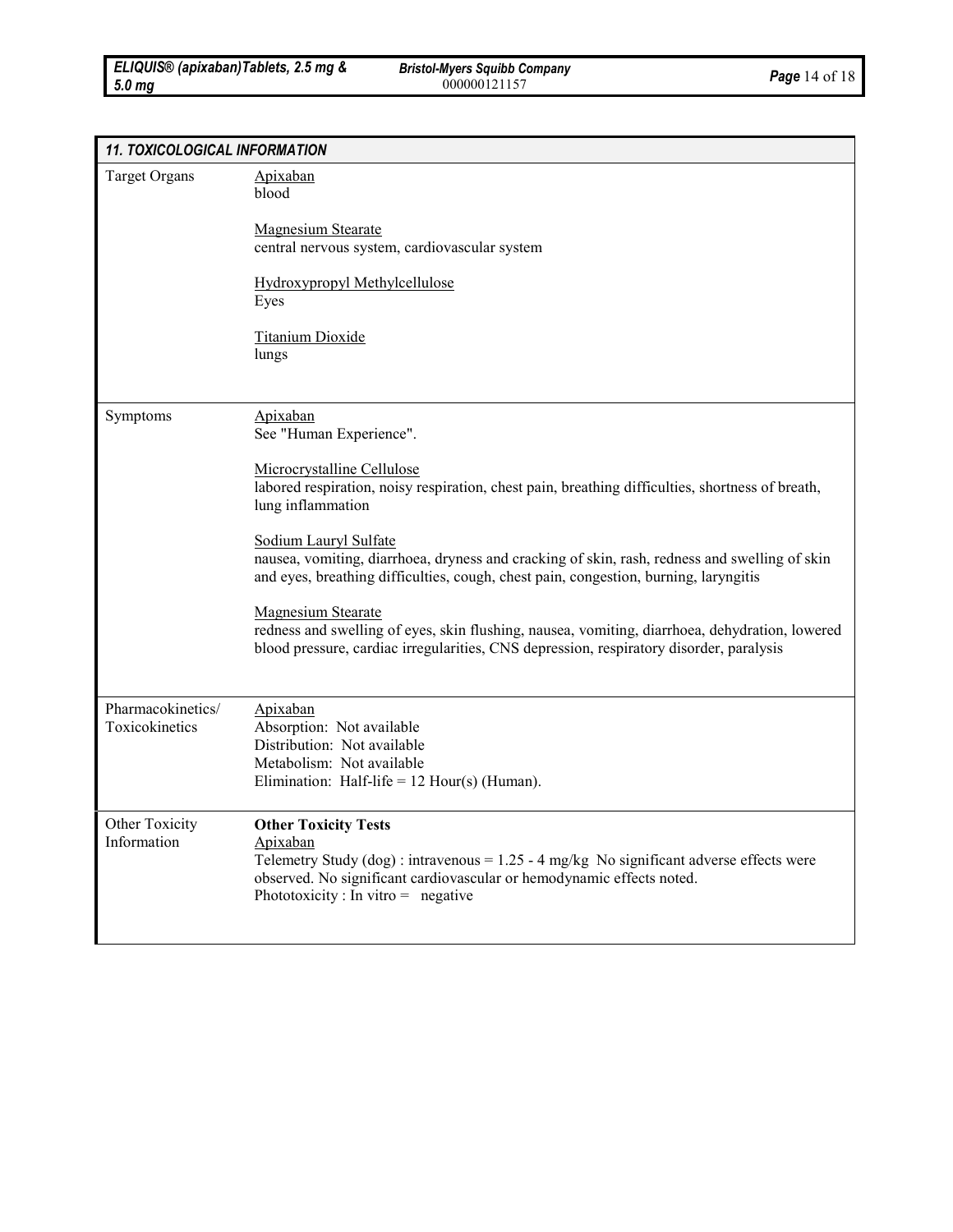## 11. TOXICOLOGICAL INFORMATION

| | |
|---|---|
| Target Organs | Apixaban<br>blood<br><br>Magnesium Stearate<br>central nervous system, cardiovascular system<br><br>Hydroxypropyl Methylcellulose<br>Eyes<br><br>Titanium Dioxide<br>lungs |
| Symptoms | Apixaban<br>See "Human Experience".<br><br>Microcrystalline Cellulose<br>labored respiration, noisy respiration, chest pain, breathing difficulties, shortness of breath, lung inflammation<br><br>Sodium Lauryl Sulfate<br>nausea, vomiting, diarrhoea, dryness and cracking of skin, rash, redness and swelling of skin and eyes, breathing difficulties, cough, chest pain, congestion, burning, laryngitis<br><br>Magnesium Stearate<br>redness and swelling of eyes, skin flushing, nausea, vomiting, diarrhoea, dehydration, lowered blood pressure, cardiac irregularities, CNS depression, respiratory disorder, paralysis |
| Pharmacokinetics/ Toxicokinetics | Apixaban<br>Absorption: Not available<br>Distribution: Not available<br>Metabolism: Not available<br>Elimination: Half-life = 12 Hour(s) (Human). |
| Other Toxicity Information | **Other Toxicity Tests**<br>Apixaban<br>Telemetry Study (dog) : intravenous = 1.25 - 4 mg/kg No significant adverse effects were observed. No significant cardiovascular or hemodynamic effects noted.<br>Phototoxicity : In vitro = negative |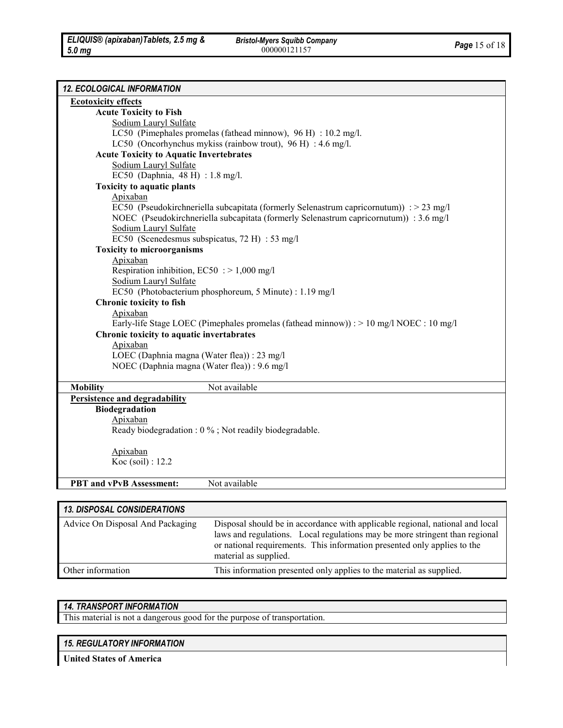## 12. ECOLOGICAL INFORMATION

**Ecotoxicity effects**

**Acute Toxicity to Fish**

Sodium Lauryl Sulfate

LC50 (Pimephales promelas (fathead minnow), 96 H) : 10.2 mg/l.

LC50 (Oncorhynchus mykiss (rainbow trout), 96 H) : 4.6 mg/l.

**Acute Toxicity to Aquatic Invertebrates**

Sodium Lauryl Sulfate

EC50 (Daphnia, 48 H) : 1.8 mg/l.

**Toxicity to aquatic plants**

Apixaban

EC50 (Pseudokirchneriella subcapitata (formerly Selenastrum capricornutum)) : > 23 mg/l

NOEC (Pseudokirchneriella subcapitata (formerly Selenastrum capricornutum)) : 3.6 mg/l

Sodium Lauryl Sulfate

EC50 (Scenedesmus subspicatus, 72 H) : 53 mg/l

**Toxicity to microorganisms**

Apixaban

Respiration inhibition, EC50 : > 1,000 mg/l

Sodium Lauryl Sulfate

EC50 (Photobacterium phosphoreum, 5 Minute) : 1.19 mg/l

**Chronic toxicity to fish**

Apixaban

Early-life Stage LOEC (Pimephales promelas (fathead minnow)) : > 10 mg/l NOEC : 10 mg/l

**Chronic toxicity to aquatic invertabrates**

Apixaban

LOEC (Daphnia magna (Water flea)) : 23 mg/l

NOEC (Daphnia magna (Water flea)) : 9.6 mg/l

**Mobility** Not available

**Persistence and degradability**

**Biodegradation**

Apixaban

Ready biodegradation : 0 % ; Not readily biodegradable.

Apixaban

Koc (soil) : 12.2

**PBT and vPvB Assessment:** Not available

## 13. DISPOSAL CONSIDERATIONS

| | |
|---|---|
| Advice On Disposal And Packaging | Disposal should be in accordance with applicable regional, national and local laws and regulations. Local regulations may be more stringent than regional or national requirements. This information presented only applies to the material as supplied. |
| Other information | This information presented only applies to the material as supplied. |

## 14. TRANSPORT INFORMATION

This material is not a dangerous good for the purpose of transportation.

## 15. REGULATORY INFORMATION

**United States of America**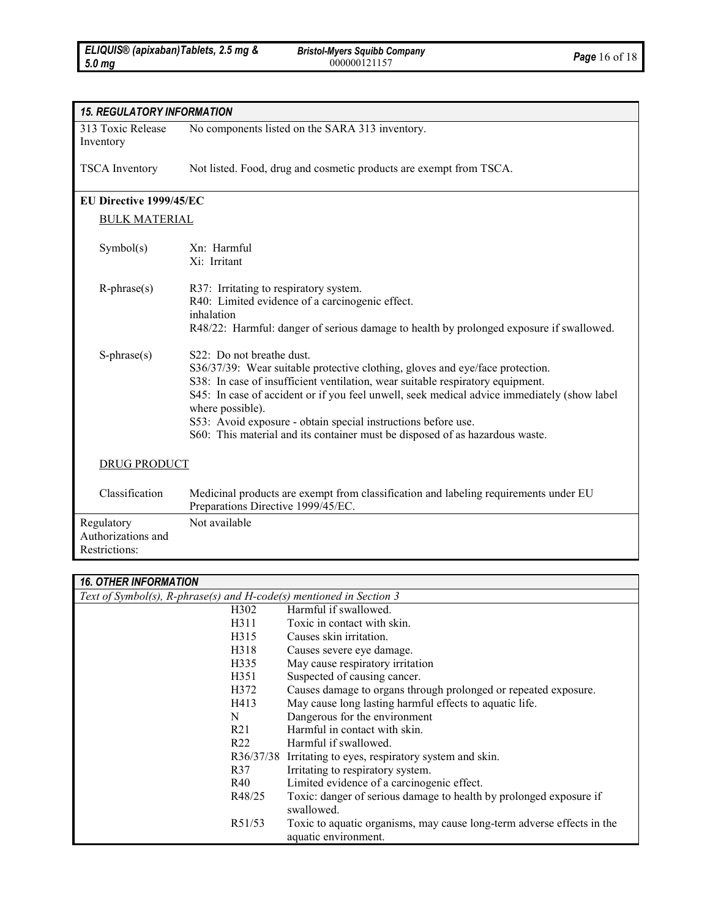## 15. REGULATORY INFORMATION

| | |
|---|---|
| 313 Toxic Release Inventory | No components listed on the SARA 313 inventory. |
| TSCA Inventory | Not listed. Food, drug and cosmetic products are exempt from TSCA. |

**EU Directive 1999/45/EC**

BULK MATERIAL

| | |
|---|---|
| Symbol(s) | Xn: Harmful<br>Xi: Irritant |
| R-phrase(s) | R37: Irritating to respiratory system.<br>R40: Limited evidence of a carcinogenic effect.<br>inhalation<br>R48/22: Harmful: danger of serious damage to health by prolonged exposure if swallowed. |
| S-phrase(s) | S22: Do not breathe dust.<br>S36/37/39: Wear suitable protective clothing, gloves and eye/face protection.<br>S38: In case of insufficient ventilation, wear suitable respiratory equipment.<br>S45: In case of accident or if you feel unwell, seek medical advice immediately (show label where possible).<br>S53: Avoid exposure - obtain special instructions before use.<br>S60: This material and its container must be disposed of as hazardous waste. |

DRUG PRODUCT

| | |
|---|---|
| Classification | Medicinal products are exempt from classification and labeling requirements under EU Preparations Directive 1999/45/EC. |
| Regulatory Authorizations and Restrictions: | Not available |

## 16. OTHER INFORMATION

*Text of Symbol(s), R-phrase(s) and H-code(s) mentioned in Section 3*

| | |
|---|---|
| H302 | Harmful if swallowed. |
| H311 | Toxic in contact with skin. |
| H315 | Causes skin irritation. |
| H318 | Causes severe eye damage. |
| H335 | May cause respiratory irritation |
| H351 | Suspected of causing cancer. |
| H372 | Causes damage to organs through prolonged or repeated exposure. |
| H413 | May cause long lasting harmful effects to aquatic life. |
| N | Dangerous for the environment |
| R21 | Harmful in contact with skin. |
| R22 | Harmful if swallowed. |
| R36/37/38 | Irritating to eyes, respiratory system and skin. |
| R37 | Irritating to respiratory system. |
| R40 | Limited evidence of a carcinogenic effect. |
| R48/25 | Toxic: danger of serious damage to health by prolonged exposure if swallowed. |
| R51/53 | Toxic to aquatic organisms, may cause long-term adverse effects in the aquatic environment. |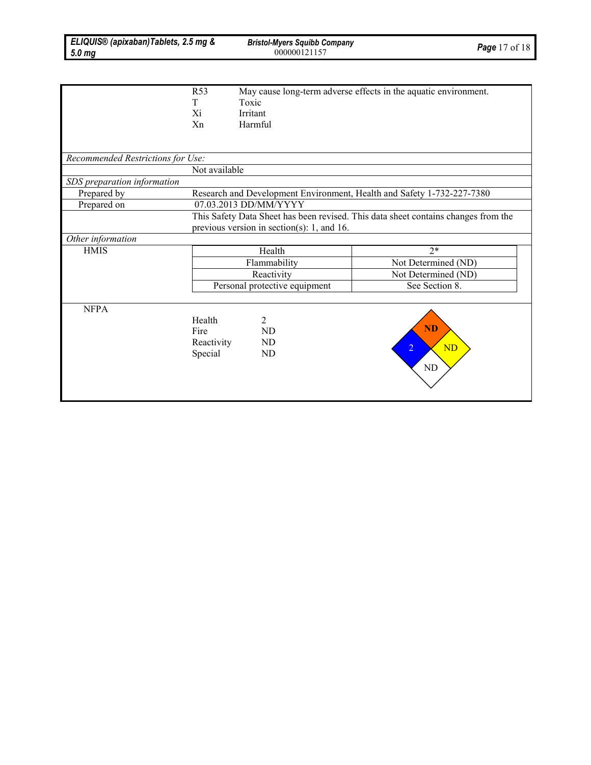| | | |
|---|---|---|
| | R53 | May cause long-term adverse effects in the aquatic environment. |
| | T | Toxic |
| | Xi | Irritant |
| | Xn | Harmful |

*Recommended Restrictions for Use:*

Not available

*SDS preparation information*

| | |
|---|---|
| Prepared by | Research and Development Environment, Health and Safety 1-732-227-7380 |
| Prepared on | 07.03.2013 DD/MM/YYYY |
| | This Safety Data Sheet has been revised. This data sheet contains changes from the previous version in section(s): 1, and 16. |

*Other information*

HMIS

| | |
|---|---|
| Health | 2* |
| Flammability | Not Determined (ND) |
| Reactivity | Not Determined (ND) |
| Personal protective equipment | See Section 8. |

NFPA

| | |
|---|---|
| Health | 2 |
| Fire | ND |
| Reactivity | ND |
| Special | ND |

ND
2
ND
ND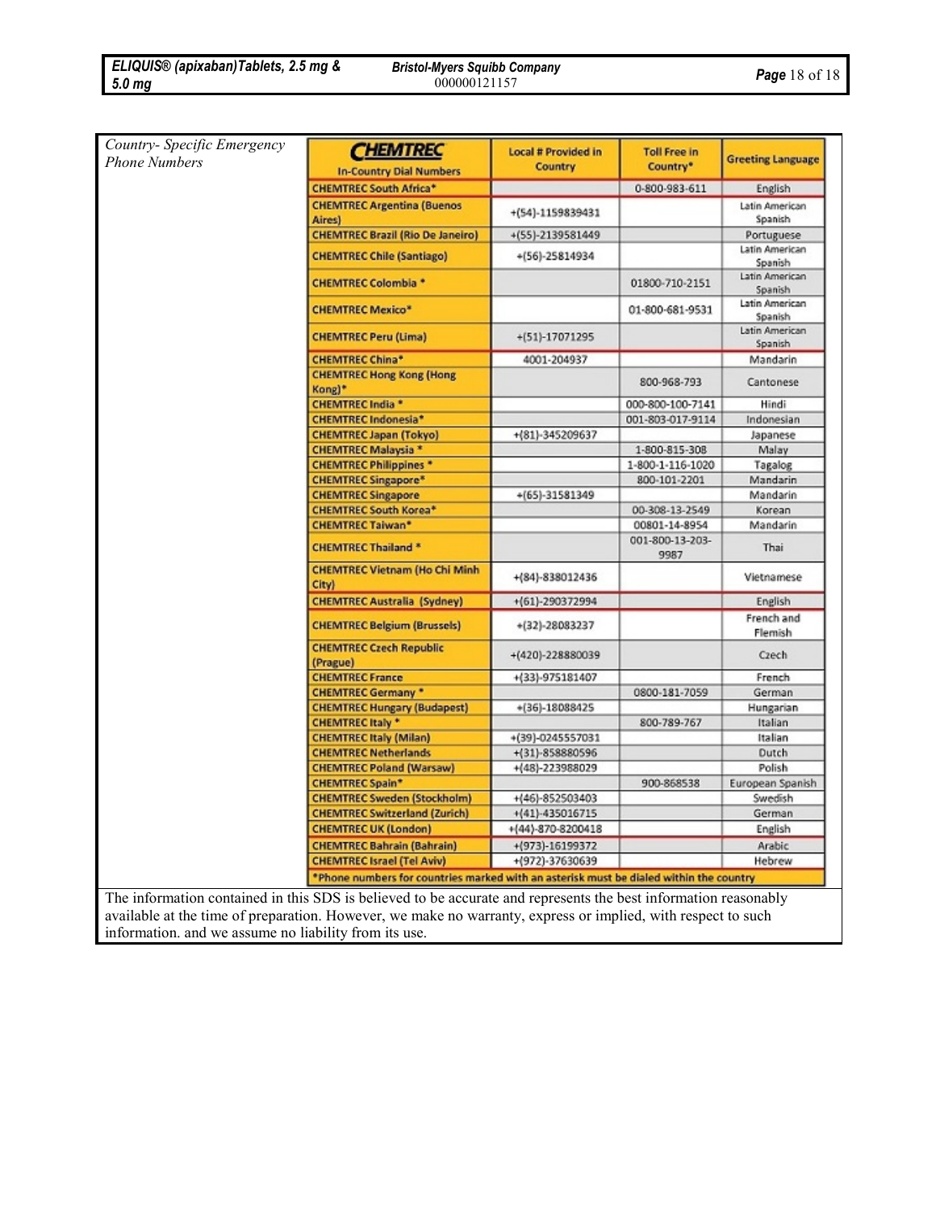Country- Specific Emergency Phone Numbers

| CHEMTREC In-Country Dial Numbers | Local # Provided in Country | Toll Free in Country* | Greeting Language |
|---|---|---|---|
| CHEMTREC South Africa* | | 0-800-983-611 | English |
| CHEMTREC Argentina (Buenos Aires) | +(54)-1159839431 | | Latin American Spanish |
| CHEMTREC Brazil (Rio De Janeiro) | +(55)-2139581449 | | Portuguese |
| CHEMTREC Chile (Santiago) | +(56)-25814934 | | Latin American Spanish |
| CHEMTREC Colombia * | | 01800-710-2151 | Latin American Spanish |
| CHEMTREC Mexico* | | 01-800-681-9531 | Latin American Spanish |
| CHEMTREC Peru (Lima) | +(51)-17071295 | | Latin American Spanish |
| CHEMTREC China* | 4001-204937 | | Mandarin |
| CHEMTREC Hong Kong (Hong Kong)* | | 800-968-793 | Cantonese |
| CHEMTREC India * | | 000-800-100-7141 | Hindi |
| CHEMTREC Indonesia* | | 001-803-017-9114 | Indonesian |
| CHEMTREC Japan (Tokyo) | +(81)-345209637 | | Japanese |
| CHEMTREC Malaysia * | | 1-800-815-308 | Malay |
| CHEMTREC Philippines * | | 1-800-1-116-1020 | Tagalog |
| CHEMTREC Singapore* | | 800-101-2201 | Mandarin |
| CHEMTREC Singapore | +(65)-31581349 | | Mandarin |
| CHEMTREC South Korea* | | 00-308-13-2549 | Korean |
| CHEMTREC Taiwan* | | 00801-14-8954 | Mandarin |
| CHEMTREC Thailand * | | 001-800-13-203-9987 | Thai |
| CHEMTREC Vietnam (Ho Chi Minh City) | +(84)-838012436 | | Vietnamese |
| CHEMTREC Australia (Sydney) | +(61)-290372994 | | English |
| CHEMTREC Belgium (Brussels) | +(32)-28083237 | | French and Flemish |
| CHEMTREC Czech Republic (Prague) | +(420)-228880039 | | Czech |
| CHEMTREC France | +(33)-975181407 | | French |
| CHEMTREC Germany * | | 0800-181-7059 | German |
| CHEMTREC Hungary (Budapest) | +(36)-18088425 | | Hungarian |
| CHEMTREC Italy * | | 800-789-767 | Italian |
| CHEMTREC Italy (Milan) | +(39)-0245557031 | | Italian |
| CHEMTREC Netherlands | +(31)-858880596 | | Dutch |
| CHEMTREC Poland (Warsaw) | +(48)-223988029 | | Polish |
| CHEMTREC Spain* | | 900-868538 | European Spanish |
| CHEMTREC Sweden (Stockholm) | +(46)-852503403 | | Swedish |
| CHEMTREC Switzerland (Zurich) | +(41)-435016715 | | German |
| CHEMTREC UK (London) | +(44)-870-8200418 | | English |
| CHEMTREC Bahrain (Bahrain) | +(973)-16199372 | | Arabic |
| CHEMTREC Israel (Tel Aviv) | +(972)-37630639 | | Hebrew |

*Phone numbers for countries marked with an asterisk must be dialed within the country

The information contained in this SDS is believed to be accurate and represents the best information reasonably available at the time of preparation. However, we make no warranty, express or implied, with respect to such information. and we assume no liability from its use.